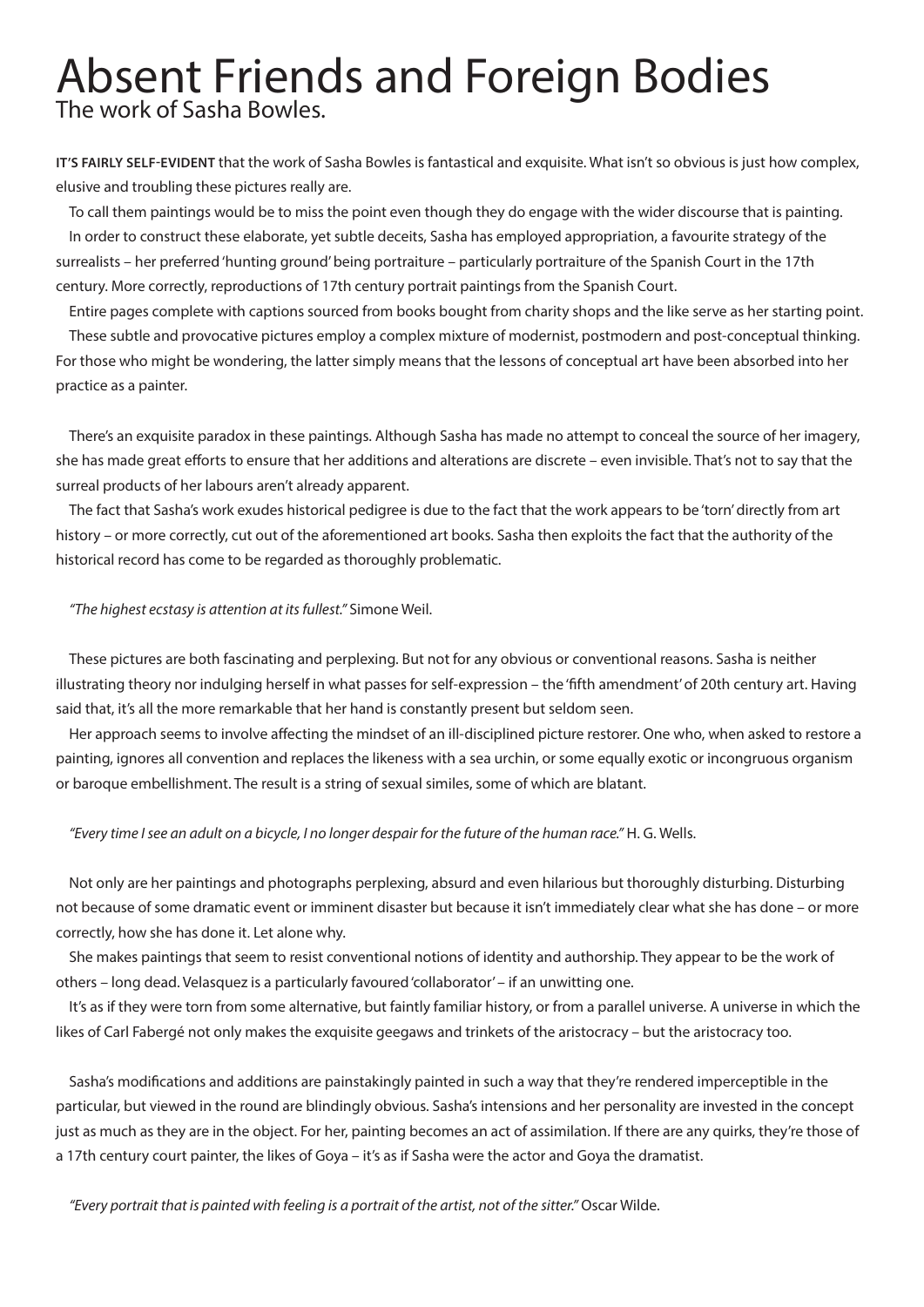# Absent Friends and Foreign Bodies
## The work of Sasha Bowles.

**IT'S FAIRLY SELF-EVIDENT** that the work of Sasha Bowles is fantastical and exquisite. What isn't so obvious is just how complex, elusive and troubling these pictures really are.

To call them paintings would be to miss the point even though they do engage with the wider discourse that is painting.

In order to construct these elaborate, yet subtle deceits, Sasha has employed appropriation, a favourite strategy of the surrealists – her preferred 'hunting ground' being portraiture – particularly portraiture of the Spanish Court in the 17th century. More correctly, reproductions of 17th century portrait paintings from the Spanish Court.

Entire pages complete with captions sourced from books bought from charity shops and the like serve as her starting point.

These subtle and provocative pictures employ a complex mixture of modernist, postmodern and post-conceptual thinking. For those who might be wondering, the latter simply means that the lessons of conceptual art have been absorbed into her practice as a painter.

There's an exquisite paradox in these paintings. Although Sasha has made no attempt to conceal the source of her imagery, she has made great efforts to ensure that her additions and alterations are discrete – even invisible. That's not to say that the surreal products of her labours aren't already apparent.

The fact that Sasha's work exudes historical pedigree is due to the fact that the work appears to be 'torn' directly from art history – or more correctly, cut out of the aforementioned art books. Sasha then exploits the fact that the authority of the historical record has come to be regarded as thoroughly problematic.

*"The highest ecstasy is attention at its fullest."* Simone Weil.

These pictures are both fascinating and perplexing. But not for any obvious or conventional reasons. Sasha is neither illustrating theory nor indulging herself in what passes for self-expression – the 'fifth amendment' of 20th century art. Having said that, it's all the more remarkable that her hand is constantly present but seldom seen.

Her approach seems to involve affecting the mindset of an ill-disciplined picture restorer. One who, when asked to restore a painting, ignores all convention and replaces the likeness with a sea urchin, or some equally exotic or incongruous organism or baroque embellishment. The result is a string of sexual similes, some of which are blatant.

*"Every time I see an adult on a bicycle, I no longer despair for the future of the human race."* H. G. Wells.

Not only are her paintings and photographs perplexing, absurd and even hilarious but thoroughly disturbing. Disturbing not because of some dramatic event or imminent disaster but because it isn't immediately clear what she has done – or more correctly, how she has done it. Let alone why.

She makes paintings that seem to resist conventional notions of identity and authorship. They appear to be the work of others – long dead. Velasquez is a particularly favoured 'collaborator' – if an unwitting one.

It's as if they were torn from some alternative, but faintly familiar history, or from a parallel universe. A universe in which the likes of Carl Fabergé not only makes the exquisite geegaws and trinkets of the aristocracy – but the aristocracy too.

Sasha's modifications and additions are painstakingly painted in such a way that they're rendered imperceptible in the particular, but viewed in the round are blindingly obvious. Sasha's intensions and her personality are invested in the concept just as much as they are in the object. For her, painting becomes an act of assimilation. If there are any quirks, they're those of a 17th century court painter, the likes of Goya – it's as if Sasha were the actor and Goya the dramatist.

*"Every portrait that is painted with feeling is a portrait of the artist, not of the sitter."* Oscar Wilde.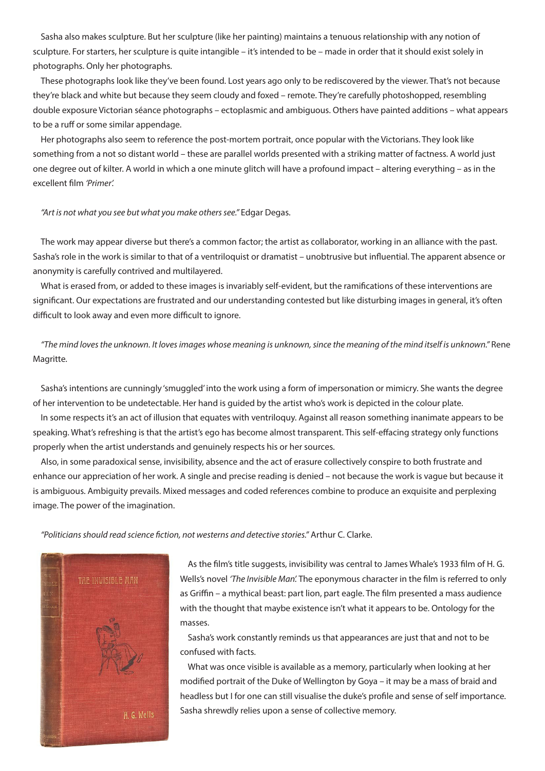Sasha also makes sculpture. But her sculpture (like her painting) maintains a tenuous relationship with any notion of sculpture. For starters, her sculpture is quite intangible – it's intended to be – made in order that it should exist solely in photographs. Only her photographs.

These photographs look like they've been found. Lost years ago only to be rediscovered by the viewer. That's not because they're black and white but because they seem cloudy and foxed – remote. They're carefully photoshopped, resembling double exposure Victorian séance photographs – ectoplasmic and ambiguous. Others have painted additions – what appears to be a ruff or some similar appendage.

Her photographs also seem to reference the post-mortem portrait, once popular with the Victorians. They look like something from a not so distant world – these are parallel worlds presented with a striking matter of factness. A world just one degree out of kilter. A world in which a one minute glitch will have a profound impact – altering everything – as in the excellent film *'Primer'.*

*"Art is not what you see but what you make others see."* Edgar Degas.

The work may appear diverse but there's a common factor; the artist as collaborator, working in an alliance with the past. Sasha's role in the work is similar to that of a ventriloquist or dramatist – unobtrusive but influential. The apparent absence or anonymity is carefully contrived and multilayered.

What is erased from, or added to these images is invariably self-evident, but the ramifications of these interventions are significant. Our expectations are frustrated and our understanding contested but like disturbing images in general, it's often difficult to look away and even more difficult to ignore.

*"The mind loves the unknown. It loves images whose meaning is unknown, since the meaning of the mind itself is unknown."* Rene Magritte.

Sasha's intentions are cunningly 'smuggled' into the work using a form of impersonation or mimicry. She wants the degree of her intervention to be undetectable. Her hand is guided by the artist who's work is depicted in the colour plate.

In some respects it's an act of illusion that equates with ventriloquy. Against all reason something inanimate appears to be speaking. What's refreshing is that the artist's ego has become almost transparent. This self-effacing strategy only functions properly when the artist understands and genuinely respects his or her sources.

Also, in some paradoxical sense, invisibility, absence and the act of erasure collectively conspire to both frustrate and enhance our appreciation of her work. A single and precise reading is denied – not because the work is vague but because it is ambiguous. Ambiguity prevails. Mixed messages and coded references combine to produce an exquisite and perplexing image. The power of the imagination.

*"Politicians should read science fiction, not westerns and detective stories."* Arthur C. Clarke.

As the film's title suggests, invisibility was central to James Whale's 1933 film of H. G. Wells's novel *'The Invisible Man'.* The eponymous character in the film is referred to only as Griffin – a mythical beast: part lion, part eagle. The film presented a mass audience with the thought that maybe existence isn't what it appears to be. Ontology for the masses.

Sasha's work constantly reminds us that appearances are just that and not to be confused with facts.

What was once visible is available as a memory, particularly when looking at her modified portrait of the Duke of Wellington by Goya – it may be a mass of braid and headless but I for one can still visualise the duke's profile and sense of self importance. Sasha shrewdly relies upon a sense of collective memory.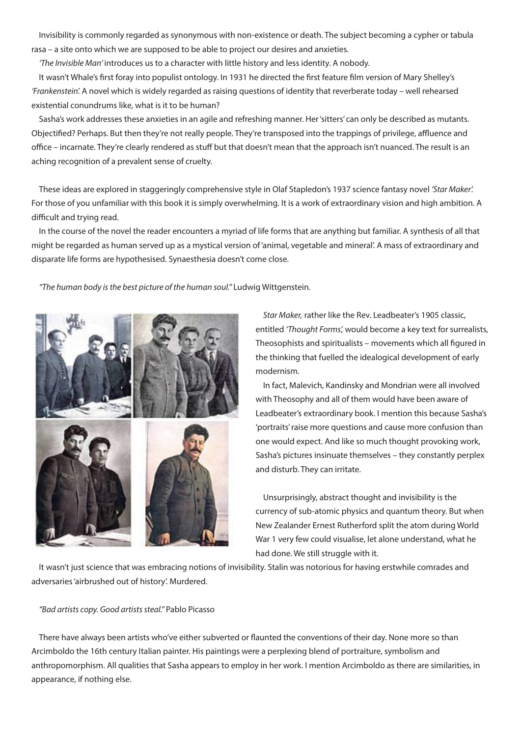Invisibility is commonly regarded as synonymous with non-existence or death. The subject becoming a cypher or tabula rasa – a site onto which we are supposed to be able to project our desires and anxieties.

*'The Invisible Man'* introduces us to a character with little history and less identity. A nobody.

It wasn't Whale's first foray into populist ontology. In 1931 he directed the first feature film version of Mary Shelley's *'Frankenstein'.* A novel which is widely regarded as raising questions of identity that reverberate today – well rehearsed existential conundrums like, what is it to be human?

Sasha's work addresses these anxieties in an agile and refreshing manner. Her 'sitters' can only be described as mutants. Objectified? Perhaps. But then they're not really people. They're transposed into the trappings of privilege, affluence and office – incarnate. They're clearly rendered as stuff but that doesn't mean that the approach isn't nuanced. The result is an aching recognition of a prevalent sense of cruelty.

These ideas are explored in staggeringly comprehensive style in Olaf Stapledon's 1937 science fantasy novel *'Star Maker'.* For those of you unfamiliar with this book it is simply overwhelming. It is a work of extraordinary vision and high ambition. A difficult and trying read.

In the course of the novel the reader encounters a myriad of life forms that are anything but familiar. A synthesis of all that might be regarded as human served up as a mystical version of 'animal, vegetable and mineral'. A mass of extraordinary and disparate life forms are hypothesised. Synaesthesia doesn't come close.

*"The human body is the best picture of the human soul."* Ludwig Wittgenstein.

*Star Maker,* rather like the Rev. Leadbeater's 1905 classic, entitled *'Thought Forms',* would become a key text for surrealists, Theosophists and spiritualists – movements which all figured in the thinking that fuelled the idealogical development of early modernism.

In fact, Malevich, Kandinsky and Mondrian were all involved with Theosophy and all of them would have been aware of Leadbeater's extraordinary book. I mention this because Sasha's 'portraits' raise more questions and cause more confusion than one would expect. And like so much thought provoking work, Sasha's pictures insinuate themselves – they constantly perplex and disturb. They can irritate.

Unsurprisingly, abstract thought and invisibility is the currency of sub-atomic physics and quantum theory. But when New Zealander Ernest Rutherford split the atom during World War 1 very few could visualise, let alone understand, what he had done. We still struggle with it.

It wasn't just science that was embracing notions of invisibility. Stalin was notorious for having erstwhile comrades and adversaries 'airbrushed out of history'. Murdered.

*"Bad artists copy. Good artists steal."* Pablo Picasso

There have always been artists who've either subverted or flaunted the conventions of their day. None more so than Arcimboldo the 16th century Italian painter. His paintings were a perplexing blend of portraiture, symbolism and anthropomorphism. All qualities that Sasha appears to employ in her work. I mention Arcimboldo as there are similarities, in appearance, if nothing else.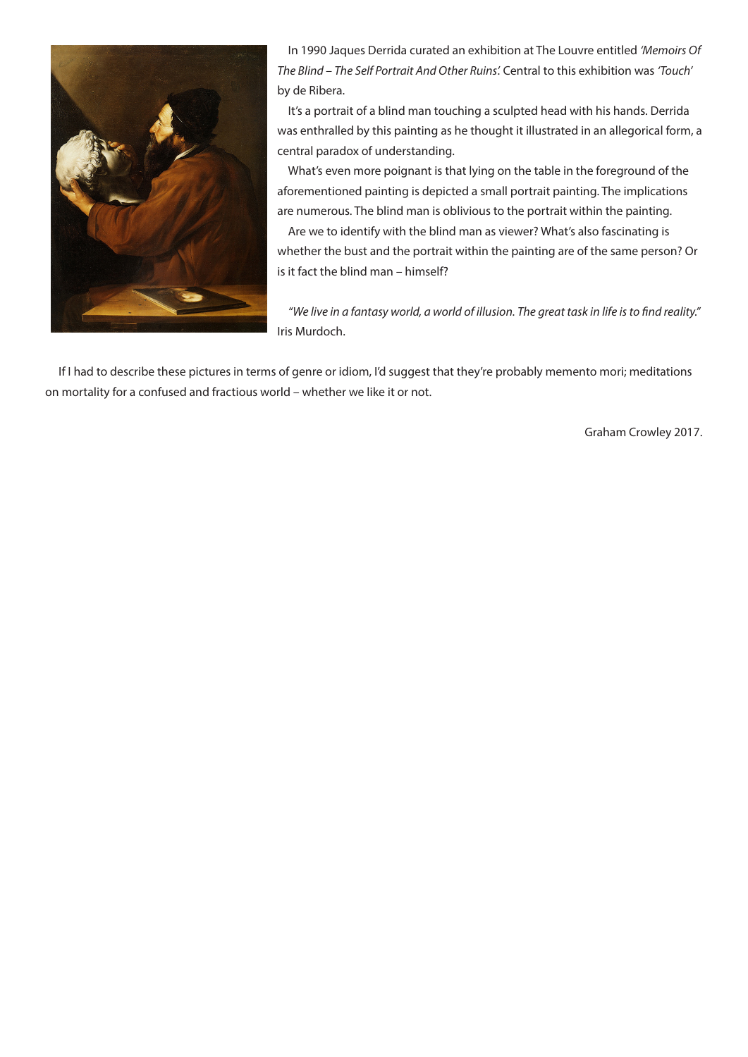In 1990 Jaques Derrida curated an exhibition at The Louvre entitled *'Memoirs Of The Blind – The Self Portrait And Other Ruins'.* Central to this exhibition was *'Touch'* by de Ribera.

It's a portrait of a blind man touching a sculpted head with his hands. Derrida was enthralled by this painting as he thought it illustrated in an allegorical form, a central paradox of understanding.

What's even more poignant is that lying on the table in the foreground of the aforementioned painting is depicted a small portrait painting. The implications are numerous. The blind man is oblivious to the portrait within the painting.

Are we to identify with the blind man as viewer? What's also fascinating is whether the bust and the portrait within the painting are of the same person? Or is it fact the blind man – himself?

*"We live in a fantasy world, a world of illusion. The great task in life is to find reality."* Iris Murdoch.

If I had to describe these pictures in terms of genre or idiom, I'd suggest that they're probably memento mori; meditations on mortality for a confused and fractious world – whether we like it or not.

Graham Crowley 2017.